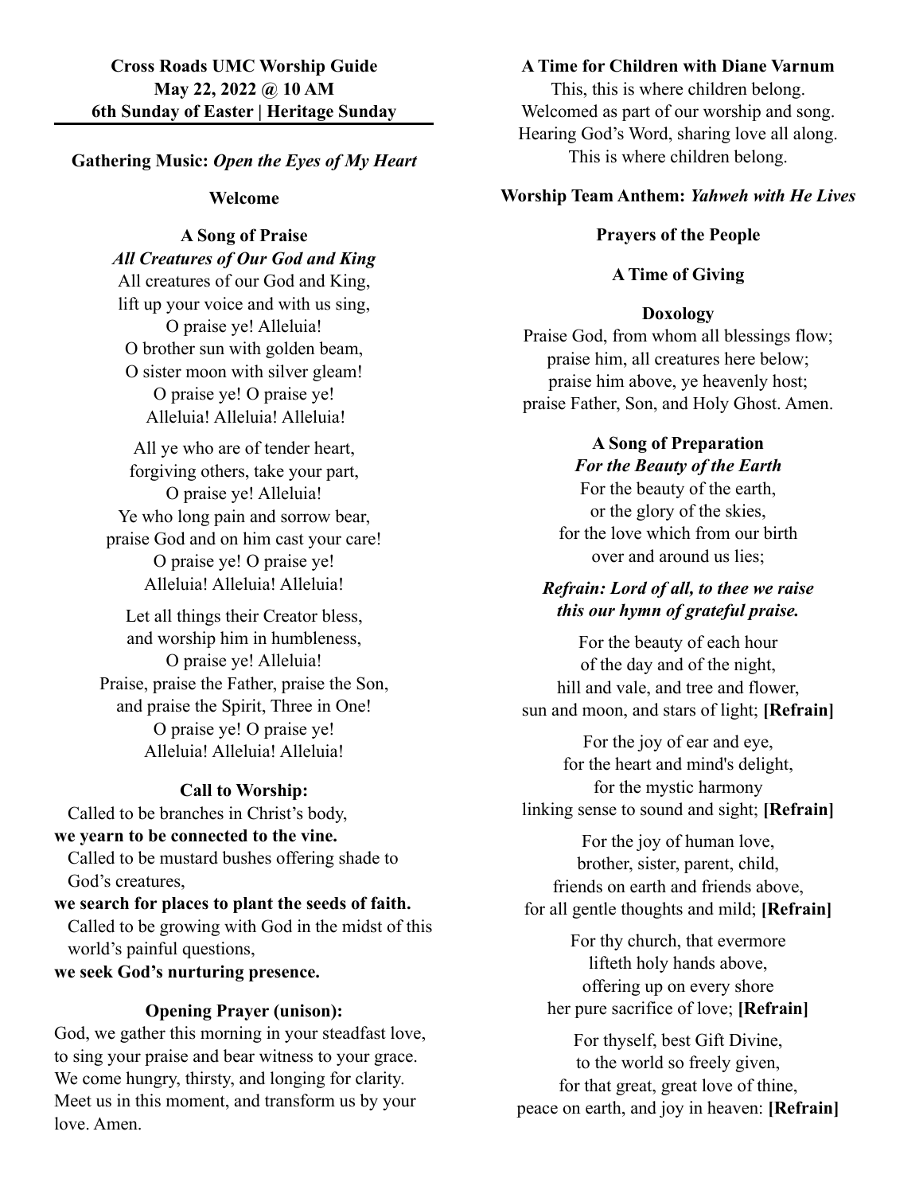**Cross Roads UMC Worship Guide**
**May 22, 2022 @ 10 AM**
**6th Sunday of Easter | Heritage Sunday**

---

**Gathering Music:** ***Open the Eyes of My Heart***

**Welcome**

**A Song of Praise**
***All Creatures of Our God and King***

All creatures of our God and King,
lift up your voice and with us sing,
O praise ye! Alleluia!
O brother sun with golden beam,
O sister moon with silver gleam!
O praise ye! O praise ye!
Alleluia! Alleluia! Alleluia!

All ye who are of tender heart,
forgiving others, take your part,
O praise ye! Alleluia!
Ye who long pain and sorrow bear,
praise God and on him cast your care!
O praise ye! O praise ye!
Alleluia! Alleluia! Alleluia!

Let all things their Creator bless,
and worship him in humbleness,
O praise ye! Alleluia!
Praise, praise the Father, praise the Son,
and praise the Spirit, Three in One!
O praise ye! O praise ye!
Alleluia! Alleluia! Alleluia!

**Call to Worship:**

Called to be branches in Christ's body,
**we yearn to be connected to the vine.**
Called to be mustard bushes offering shade to God's creatures,
**we search for places to plant the seeds of faith.**
Called to be growing with God in the midst of this world's painful questions,
**we seek God's nurturing presence.**

**Opening Prayer (unison):**

God, we gather this morning in your steadfast love, to sing your praise and bear witness to your grace. We come hungry, thirsty, and longing for clarity. Meet us in this moment, and transform us by your love. Amen.

**A Time for Children with Diane Varnum**

This, this is where children belong.
Welcomed as part of our worship and song.
Hearing God's Word, sharing love all along.
This is where children belong.

**Worship Team Anthem:** ***Yahweh with He Lives***

**Prayers of the People**

**A Time of Giving**

**Doxology**

Praise God, from whom all blessings flow;
praise him, all creatures here below;
praise him above, ye heavenly host;
praise Father, Son, and Holy Ghost. Amen.

**A Song of Preparation**
***For the Beauty of the Earth***

For the beauty of the earth,
or the glory of the skies,
for the love which from our birth
over and around us lies;

***Refrain: Lord of all, to thee we raise***
***this our hymn of grateful praise.***

For the beauty of each hour
of the day and of the night,
hill and vale, and tree and flower,
sun and moon, and stars of light; **[Refrain]**

For the joy of ear and eye,
for the heart and mind's delight,
for the mystic harmony
linking sense to sound and sight; **[Refrain]**

For the joy of human love,
brother, sister, parent, child,
friends on earth and friends above,
for all gentle thoughts and mild; **[Refrain]**

For thy church, that evermore
lifteth holy hands above,
offering up on every shore
her pure sacrifice of love; **[Refrain]**

For thyself, best Gift Divine,
to the world so freely given,
for that great, great love of thine,
peace on earth, and joy in heaven: **[Refrain]**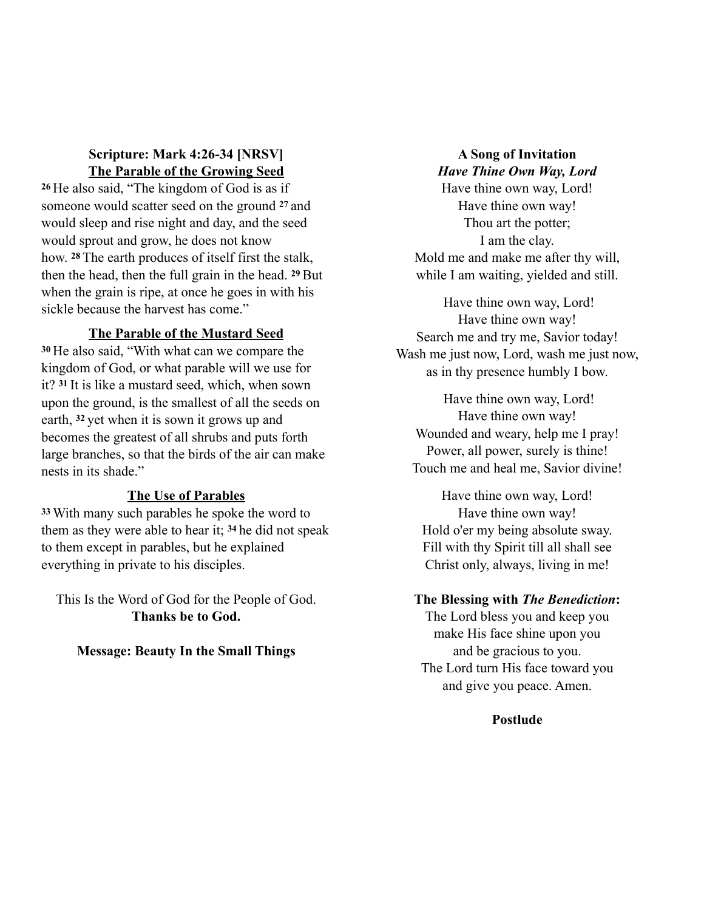**Scripture: Mark 4:26-34 [NRSV]**

**<u>The Parable of the Growing Seed</u>**

**26** He also said, "The kingdom of God is as if someone would scatter seed on the ground **27** and would sleep and rise night and day, and the seed would sprout and grow, he does not know how. **28** The earth produces of itself first the stalk, then the head, then the full grain in the head. **29** But when the grain is ripe, at once he goes in with his sickle because the harvest has come."

**<u>The Parable of the Mustard Seed</u>**

**30** He also said, "With what can we compare the kingdom of God, or what parable will we use for it? **31** It is like a mustard seed, which, when sown upon the ground, is the smallest of all the seeds on earth, **32** yet when it is sown it grows up and becomes the greatest of all shrubs and puts forth large branches, so that the birds of the air can make nests in its shade."

**<u>The Use of Parables</u>**

**33** With many such parables he spoke the word to them as they were able to hear it; **34** he did not speak to them except in parables, but he explained everything in private to his disciples.

This Is the Word of God for the People of God.
**Thanks be to God.**

**Message: Beauty In the Small Things**

**A Song of Invitation**
***Have Thine Own Way, Lord***

Have thine own way, Lord!
Have thine own way!
Thou art the potter;
I am the clay.
Mold me and make me after thy will,
while I am waiting, yielded and still.

Have thine own way, Lord!
Have thine own way!
Search me and try me, Savior today!
Wash me just now, Lord, wash me just now,
as in thy presence humbly I bow.

Have thine own way, Lord!
Have thine own way!
Wounded and weary, help me I pray!
Power, all power, surely is thine!
Touch me and heal me, Savior divine!

Have thine own way, Lord!
Have thine own way!
Hold o'er my being absolute sway.
Fill with thy Spirit till all shall see
Christ only, always, living in me!

**The Blessing with *The Benediction*:**

The Lord bless you and keep you
make His face shine upon you
and be gracious to you.
The Lord turn His face toward you
and give you peace. Amen.

**Postlude**